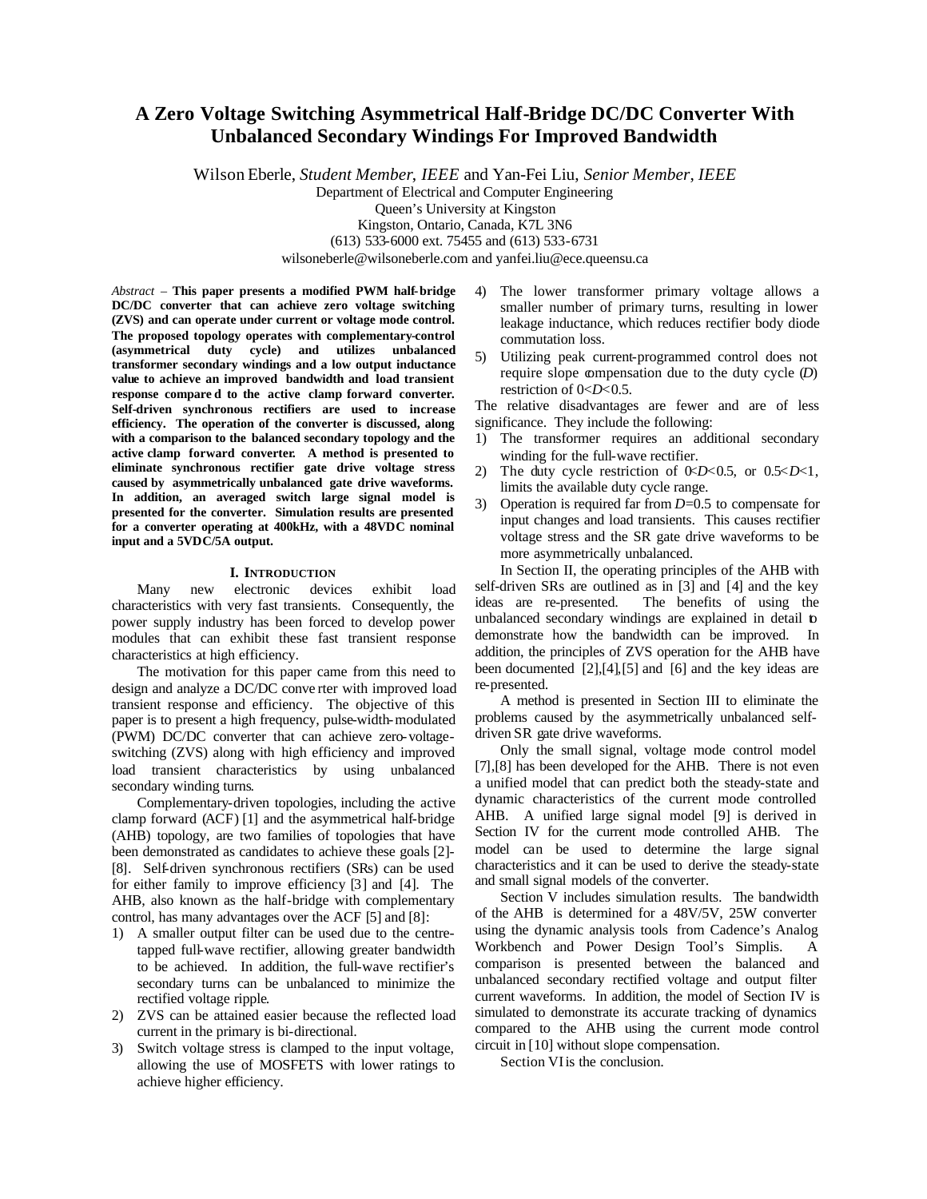# A Zero Voltage Switching Asymmetrical Half-Bridge DC/DC Converter With Unbalanced Secondary Windings For Improved Bandwidth

Wilson Eberle, *Student Member, IEEE* and Yan-Fei Liu, *Senior Member, IEEE*

Department of Electrical and Computer Engineering
Queen's University at Kingston
Kingston, Ontario, Canada, K7L 3N6
(613) 533-6000 ext. 75455 and (613) 533-6731
wilsoneberle@wilsoneberle.com and yanfei.liu@ece.queensu.ca

*Abstract* – **This paper presents a modified PWM half-bridge DC/DC converter that can achieve zero voltage switching (ZVS) and can operate under current or voltage mode control. The proposed topology operates with complementary-control (asymmetrical duty cycle) and utilizes unbalanced transformer secondary windings and a low output inductance value to achieve an improved bandwidth and load transient response compared to the active clamp forward converter. Self-driven synchronous rectifiers are used to increase efficiency. The operation of the converter is discussed, along with a comparison to the balanced secondary topology and the active clamp forward converter. A method is presented to eliminate synchronous rectifier gate drive voltage stress caused by asymmetrically unbalanced gate drive waveforms. In addition, an averaged switch large signal model is presented for the converter. Simulation results are presented for a converter operating at 400kHz, with a 48VDC nominal input and a 5VDC/5A output.**

## I. Introduction

Many new electronic devices exhibit load characteristics with very fast transients. Consequently, the power supply industry has been forced to develop power modules that can exhibit these fast transient response characteristics at high efficiency.

The motivation for this paper came from this need to design and analyze a DC/DC converter with improved load transient response and efficiency. The objective of this paper is to present a high frequency, pulse-width-modulated (PWM) DC/DC converter that can achieve zero-voltage-switching (ZVS) along with high efficiency and improved load transient characteristics by using unbalanced secondary winding turns.

Complementary-driven topologies, including the active clamp forward (ACF) [1] and the asymmetrical half-bridge (AHB) topology, are two families of topologies that have been demonstrated as candidates to achieve these goals [2]-[8]. Self-driven synchronous rectifiers (SRs) can be used for either family to improve efficiency [3] and [4]. The AHB, also known as the half-bridge with complementary control, has many advantages over the ACF [5] and [8]:

1) A smaller output filter can be used due to the centre-tapped full-wave rectifier, allowing greater bandwidth to be achieved. In addition, the full-wave rectifier's secondary turns can be unbalanced to minimize the rectified voltage ripple.
2) ZVS can be attained easier because the reflected load current in the primary is bi-directional.
3) Switch voltage stress is clamped to the input voltage, allowing the use of MOSFETS with lower ratings to achieve higher efficiency.
4) The lower transformer primary voltage allows a smaller number of primary turns, resulting in lower leakage inductance, which reduces rectifier body diode commutation loss.
5) Utilizing peak current-programmed control does not require slope compensation due to the duty cycle ($D$) restriction of $0<D<0.5$.

The relative disadvantages are fewer and are of less significance. They include the following:

1) The transformer requires an additional secondary winding for the full-wave rectifier.
2) The duty cycle restriction of $0<D<0.5$, or $0.5<D<1$, limits the available duty cycle range.
3) Operation is required far from $D$=0.5 to compensate for input changes and load transients. This causes rectifier voltage stress and the SR gate drive waveforms to be more asymmetrically unbalanced.

In Section II, the operating principles of the AHB with self-driven SRs are outlined as in [3] and [4] and the key ideas are re-presented. The benefits of using the unbalanced secondary windings are explained in detail to demonstrate how the bandwidth can be improved. In addition, the principles of ZVS operation for the AHB have been documented [2],[4],[5] and [6] and the key ideas are re-presented.

A method is presented in Section III to eliminate the problems caused by the asymmetrically unbalanced self-driven SR gate drive waveforms.

Only the small signal, voltage mode control model [7],[8] has been developed for the AHB. There is not even a unified model that can predict both the steady-state and dynamic characteristics of the current mode controlled AHB. A unified large signal model [9] is derived in Section IV for the current mode controlled AHB. The model can be used to determine the large signal characteristics and it can be used to derive the steady-state and small signal models of the converter.

Section V includes simulation results. The bandwidth of the AHB is determined for a 48V/5V, 25W converter using the dynamic analysis tools from Cadence's Analog Workbench and Power Design Tool's Simplis. A comparison is presented between the balanced and unbalanced secondary rectified voltage and output filter current waveforms. In addition, the model of Section IV is simulated to demonstrate its accurate tracking of dynamics compared to the AHB using the current mode control circuit in [10] without slope compensation.

Section VI is the conclusion.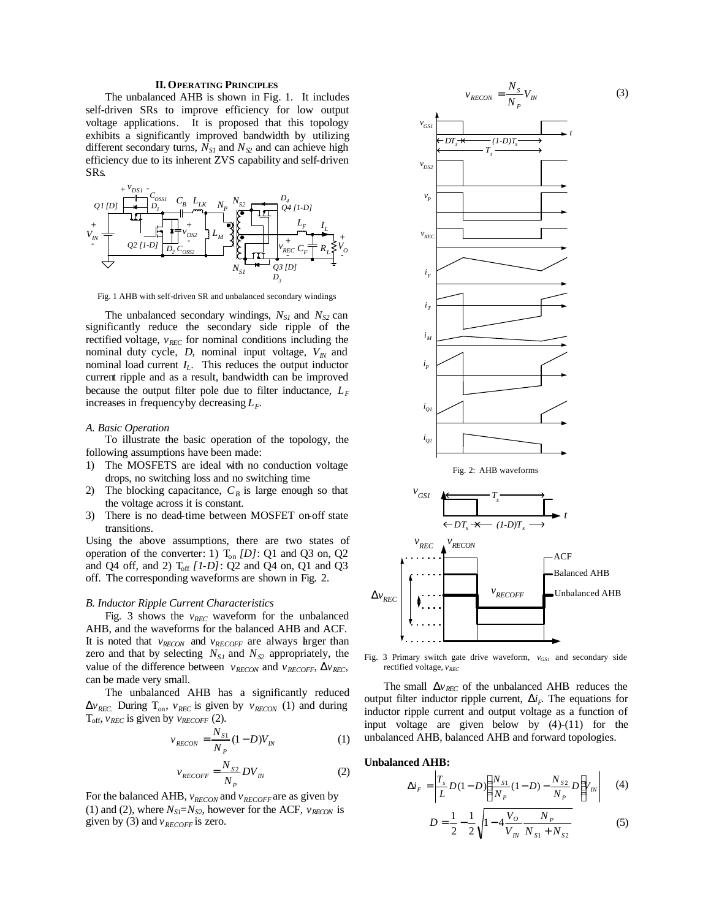## II. Operating Principles

The unbalanced AHB is shown in Fig. 1. It includes self-driven SRs to improve efficiency for low output voltage applications. It is proposed that this topology exhibits a significantly improved bandwidth by utilizing different secondary turns, $N_{S1}$ and $N_{S2}$ and can achieve high efficiency due to its inherent ZVS capability and self-driven SRs.

Fig. 1 AHB with self-driven SR and unbalanced secondary windings

The unbalanced secondary windings, $N_{S1}$ and $N_{S2}$ can significantly reduce the secondary side ripple of the rectified voltage, $v_{REC}$ for nominal conditions including the nominal duty cycle, $D$, nominal input voltage, $V_{IN}$ and nominal load current $I_L$. This reduces the output inductor current ripple and as a result, bandwidth can be improved because the output filter pole due to filter inductance, $L_F$ increases in frequency by decreasing $L_F$.

### A. Basic Operation

To illustrate the basic operation of the topology, the following assumptions have been made:

1) The MOSFETS are ideal with no conduction voltage drops, no switching loss and no switching time
2) The blocking capacitance, $C_B$ is large enough so that the voltage across it is constant.
3) There is no dead-time between MOSFET on-off state transitions.

Using the above assumptions, there are two states of operation of the converter: 1) $T_{on}$ *[D]*: Q1 and Q3 on, Q2 and Q4 off, and 2) $T_{off}$ *[1-D]*: Q2 and Q4 on, Q1 and Q3 off. The corresponding waveforms are shown in Fig. 2.

### B. Inductor Ripple Current Characteristics

Fig. 3 shows the $v_{REC}$ waveform for the unbalanced AHB, and the waveforms for the balanced AHB and ACF. It is noted that $v_{RECON}$ and $v_{RECOFF}$ are always larger than zero and that by selecting $N_{S1}$ and $N_{S2}$ appropriately, the value of the difference between $v_{RECON}$ and $v_{RECOFF}$, $\Delta v_{REC}$, can be made very small.

The unbalanced AHB has a significantly reduced $\Delta v_{REC}$. During $T_{on}$, $v_{REC}$ is given by $v_{RECON}$ (1) and during $T_{off}$, $v_{REC}$ is given by $v_{RECOFF}$ (2).

$$v_{RECON} = \frac{N_{S1}}{N_P}(1-D)V_{IN} \tag{1}$$

$$v_{RECOFF} = \frac{N_{S2}}{N_P}DV_{IN} \tag{2}$$

For the balanced AHB, $v_{RECON}$ and $v_{RECOFF}$ are as given by (1) and (2), where $N_{S1}=N_{S2}$, however for the ACF, $v_{RECON}$ is given by (3) and $v_{RECOFF}$ is zero.

$$v_{RECON} = \frac{N_S}{N_P}V_{IN} \tag{3}$$

Fig. 2: AHB waveforms

Fig. 3 Primary switch gate drive waveform, $v_{GS1}$ and secondary side rectified voltage, $v_{REC}$

The small $\Delta v_{REC}$ of the unbalanced AHB reduces the output filter inductor ripple current, $\Delta i_F$. The equations for inductor ripple current and output voltage as a function of input voltage are given below by (4)-(11) for the unbalanced AHB, balanced AHB and forward topologies.

**Unbalanced AHB:**

$$\Delta i_F = \left| \frac{T_s}{L} D(1-D)\left(\frac{N_{S1}}{N_P}(1-D) - \frac{N_{S2}}{N_P}D\right)V_{IN} \right| \tag{4}$$

$$D = \frac{1}{2} - \frac{1}{2}\sqrt{1 - 4\frac{V_O}{V_{IN}}\frac{N_P}{N_{S1}+N_{S2}}} \tag{5}$$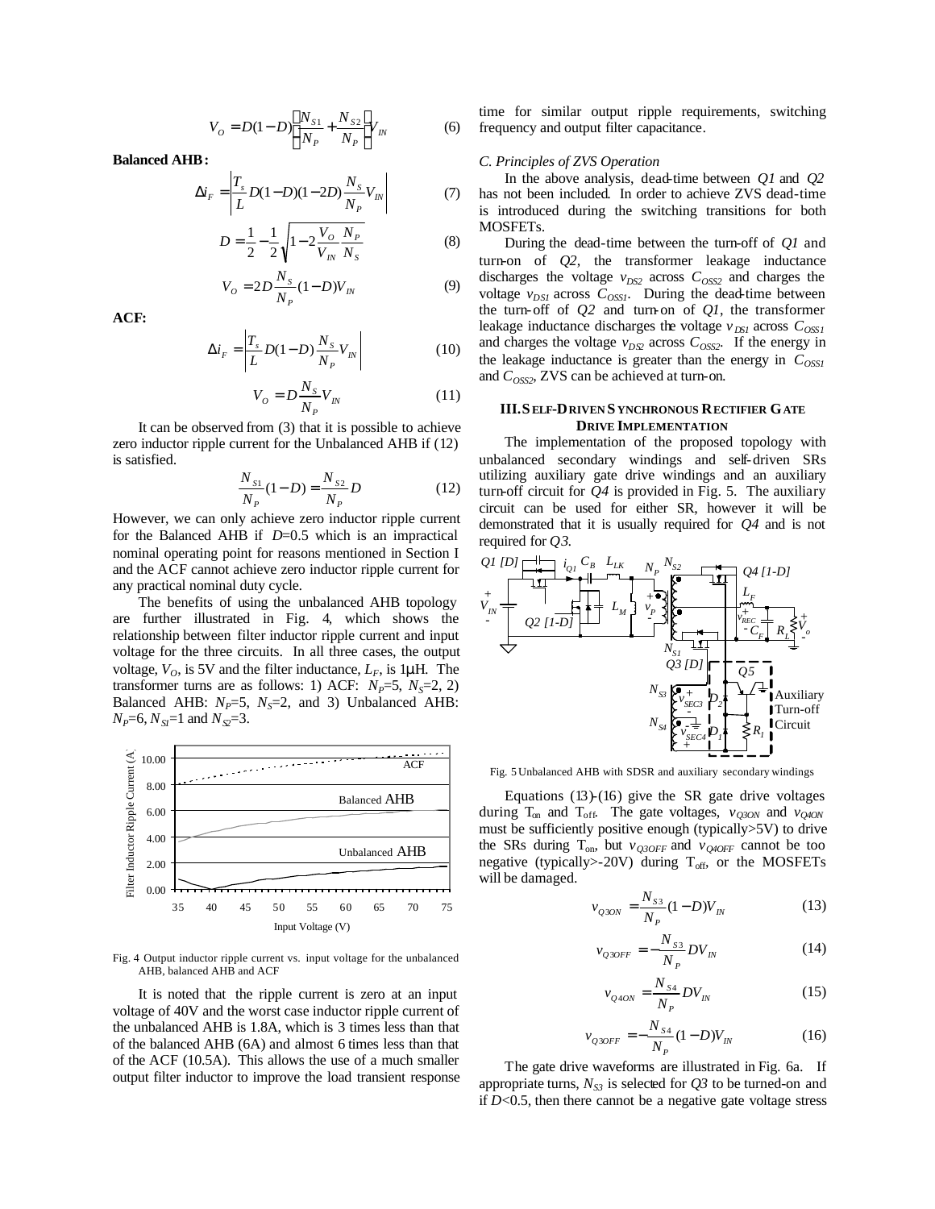$$V_O = D(1-D)\left(\frac{N_{S1}}{N_P} + \frac{N_{S2}}{N_P}\right)V_{IN} \tag{6}$$

**Balanced AHB:**

$$\Delta i_F = \left| \frac{T_s}{L} D(1-D)(1-2D)\frac{N_S}{N_P} V_{IN} \right| \tag{7}$$

$$D = \frac{1}{2} - \frac{1}{2}\sqrt{1 - 2\frac{V_O}{V_{IN}}\frac{N_P}{N_S}} \tag{8}$$

$$V_O = 2D\frac{N_S}{N_P}(1-D)V_{IN} \tag{9}$$

**ACF:**

$$\Delta i_F = \left| \frac{T_s}{L} D(1-D)\frac{N_S}{N_P} V_{IN} \right| \tag{10}$$

$$V_O = D\frac{N_S}{N_P}V_{IN} \tag{11}$$

It can be observed from (3) that it is possible to achieve zero inductor ripple current for the Unbalanced AHB if (12) is satisfied.

$$\frac{N_{S1}}{N_P}(1-D) = \frac{N_{S2}}{N_P}D \tag{12}$$

However, we can only achieve zero inductor ripple current for the Balanced AHB if $D$=0.5 which is an impractical nominal operating point for reasons mentioned in Section I and the ACF cannot achieve zero inductor ripple current for any practical nominal duty cycle.

The benefits of using the unbalanced AHB topology are further illustrated in Fig. 4, which shows the relationship between filter inductor ripple current and input voltage for the three circuits. In all three cases, the output voltage, $V_O$, is 5V and the filter inductance, $L_F$, is 1μH. The transformer turns are as follows: 1) ACF: $N_P$=5, $N_S$=2, 2) Balanced AHB: $N_P$=5, $N_S$=2, and 3) Unbalanced AHB: $N_P$=6, $N_{S1}$=1 and $N_{S2}$=3.

Filter Inductor Ripple Current (A)
10.00
8.00
6.00
4.00
2.00
0.00
35 40 45 50 55 60 65 70 75
Input Voltage (V)
ACF
Balanced AHB
Unbalanced AHB

Fig. 4 Output inductor ripple current vs. input voltage for the unbalanced AHB, balanced AHB and ACF

It is noted that the ripple current is zero at an input voltage of 40V and the worst case inductor ripple current of the unbalanced AHB is 1.8A, which is 3 times less than that of the balanced AHB (6A) and almost 6 times less than that of the ACF (10.5A). This allows the use of a much smaller output filter inductor to improve the load transient response time for similar output ripple requirements, switching frequency and output filter capacitance.

### C. Principles of ZVS Operation

In the above analysis, dead-time between $Q1$ and $Q2$ has not been included. In order to achieve ZVS dead-time is introduced during the switching transitions for both MOSFETs.

During the dead-time between the turn-off of $Q1$ and turn-on of $Q2$, the transformer leakage inductance discharges the voltage $v_{DS2}$ across $C_{OSS2}$ and charges the voltage $v_{DS1}$ across $C_{OSS1}$. During the dead-time between the turn-off of $Q2$ and turn-on of $Q1$, the transformer leakage inductance discharges the voltage $v_{DS1}$ across $C_{OSS1}$ and charges the voltage $v_{DS2}$ across $C_{OSS2}$. If the energy in the leakage inductance is greater than the energy in $C_{OSS1}$ and $C_{OSS2}$, ZVS can be achieved at turn-on.

## III. Self-Driven Synchronous Rectifier Gate Drive Implementation

The implementation of the proposed topology with unbalanced secondary windings and self-driven SRs utilizing auxiliary gate drive windings and an auxiliary turn-off circuit for $Q4$ is provided in Fig. 5. The auxiliary circuit can be used for either SR, however it will be demonstrated that it is usually required for $Q4$ and is not required for $Q3$.

Q1 [D]
$i_{Q1}$ $C_B$ $L_{LK}$ $N_P$ $N_{S2}$
Q4 [1-D]
$V_{IN}$
Q2 [1-D]
$L_M$ $v_P$
$L_F$
$v_{REC}$ $C_F$ $R_L$ $V_o$
$N_{S1}$
Q3 [D]
Q5
$N_{S3}$ $v_{SEC3}$ $D_2$
$N_{S4}$ $v_{SEC4}$ $D_1$ $R_1$
Auxiliary Turn-off Circuit

Fig. 5 Unbalanced AHB with SDSR and auxiliary secondary windings

Equations (13)-(16) give the SR gate drive voltages during $T_{on}$ and $T_{off}$. The gate voltages, $v_{Q3ON}$ and $v_{Q4ON}$ must be sufficiently positive enough (typically>5V) to drive the SRs during $T_{on}$, but $v_{Q3OFF}$ and $v_{Q4OFF}$ cannot be too negative (typically>-20V) during $T_{off}$, or the MOSFETs will be damaged.

$$v_{Q3ON} = \frac{N_{S3}}{N_P}(1-D)V_{IN} \tag{13}$$

$$v_{Q3OFF} = -\frac{N_{S3}}{N_P}DV_{IN} \tag{14}$$

$$v_{Q4ON} = \frac{N_{S4}}{N_P}DV_{IN} \tag{15}$$

$$v_{Q3OFF} = -\frac{N_{S4}}{N_P}(1-D)V_{IN} \tag{16}$$

The gate drive waveforms are illustrated in Fig. 6a. If appropriate turns, $N_{S3}$ is selected for $Q3$ to be turned-on and if $D$<0.5, then there cannot be a negative gate voltage stress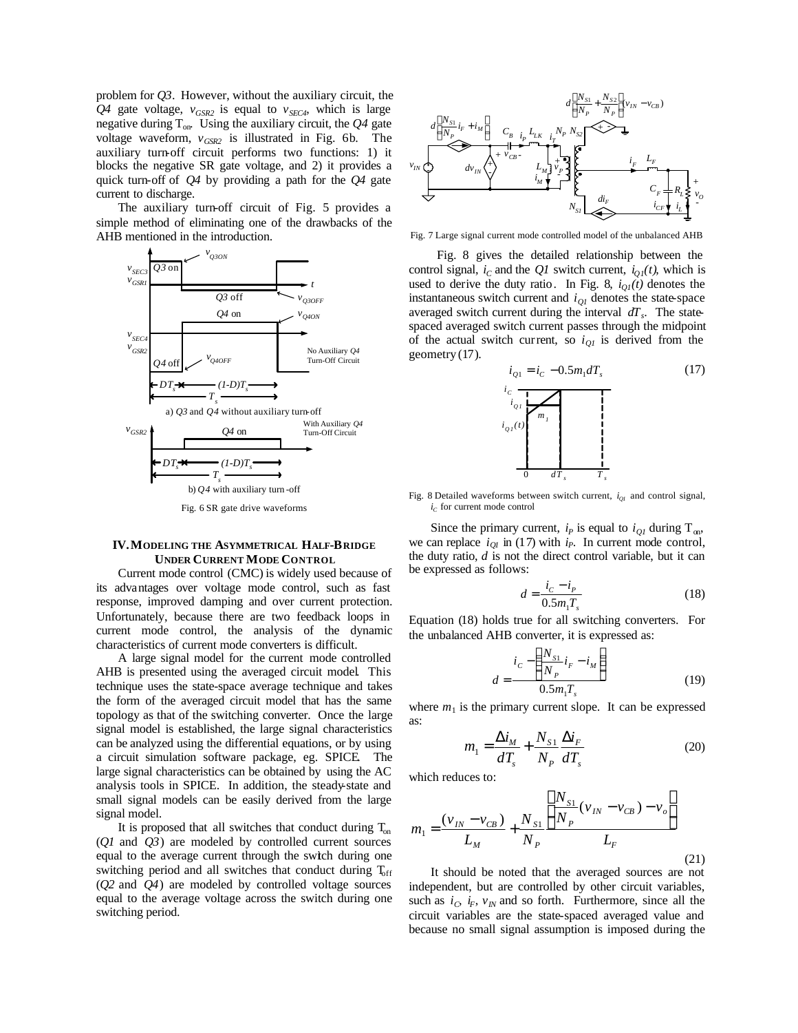problem for *Q3*. However, without the auxiliary circuit, the *Q4* gate voltage, $v_{GSR2}$ is equal to $v_{SEC4}$, which is large negative during $T_{on}$. Using the auxiliary circuit, the *Q4* gate voltage waveform, $v_{GSR2}$ is illustrated in Fig. 6b. The auxiliary turn-off circuit performs two functions: 1) it blocks the negative SR gate voltage, and 2) it provides a quick turn-off of *Q4* by providing a path for the *Q4* gate current to discharge.

The auxiliary turn-off circuit of Fig. 5 provides a simple method of eliminating one of the drawbacks of the AHB mentioned in the introduction.

$v_{Q3ON}$
$v_{SEC3}$
$v_{GSR1}$
*Q3* on
*t*
*Q3* off
$v_{Q3OFF}$
*Q4* on
$v_{Q4ON}$
$v_{SEC4}$
$v_{GSR2}$
*Q4* off
$v_{Q4OFF}$
No Auxiliary *Q4* Turn-Off Circuit
$DT_s$
$(1-D)T_s$
$T_s$
a) *Q3* and *Q4* without auxiliary turn-off
$v_{GSR2}$
*Q4* on
With Auxiliary *Q4* Turn-Off Circuit
$DT_s$
$(1-D)T_s$
$T_s$
b) *Q4* with auxiliary turn-off

Fig. 6 SR gate drive waveforms

## IV. Modeling the Asymmetrical Half-Bridge Under Current Mode Control

Current mode control (CMC) is widely used because of its advantages over voltage mode control, such as fast response, improved damping and over current protection. Unfortunately, because there are two feedback loops in current mode control, the analysis of the dynamic characteristics of current mode converters is difficult.

A large signal model for the current mode controlled AHB is presented using the averaged circuit model. This technique uses the state-space average technique and takes the form of the averaged circuit model that has the same topology as that of the switching converter. Once the large signal model is established, the large signal characteristics can be analyzed using the differential equations, or by using a circuit simulation software package, eg. SPICE. The large signal characteristics can be obtained by using the AC analysis tools in SPICE. In addition, the steady-state and small signal models can be easily derived from the large signal model.

It is proposed that all switches that conduct during $T_{on}$ (*Q1* and *Q3*) are modeled by controlled current sources equal to the average current through the switch during one switching period and all switches that conduct during $T_{off}$ (*Q2* and *Q4*) are modeled by controlled voltage sources equal to the average voltage across the switch during one switching period.

$d\left(\frac{N_{S1}}{N_P}+\frac{N_{S2}}{N_P}\right)(v_{IN}-v_{CB})$
$d\left(\frac{N_{S1}}{N_P}i_F+i_M\right)$
$C_B$ $i_P$ $L_{LK}$ $i_T$ $N_P$ $N_{S2}$
$v_{CB}$
$v_{IN}$
$dv_{IN}$
$L_M$ $v_P$ $i_M$
$i_F$ $L_F$
$C_F$ $R_L$ $v_O$
$di_F$
$i_{CF}$ $i_L$
$N_{S1}$

Fig. 7 Large signal current mode controlled model of the unbalanced AHB

Fig. 8 gives the detailed relationship between the control signal, $i_C$ and the *Q1* switch current, $i_{Q1}(t)$, which is used to derive the duty ratio. In Fig. 8, $i_{Q1}(t)$ denotes the instantaneous switch current and $i_{Q1}$ denotes the state-space averaged switch current during the interval $dT_s$. The state-spaced averaged switch current passes through the midpoint of the actual switch current, so $i_{Q1}$ is derived from the geometry (17).

$$i_{Q1}=i_C-0.5m_1dT_s \tag{17}$$

$i_C$
$i_{Q1}$
$m_1$
$i_{Q1}(t)$
0 $dT_s$ $T_s$

Fig. 8 Detailed waveforms between switch current, $i_{Q1}$ and control signal, $i_C$ for current mode control

Since the primary current, $i_P$ is equal to $i_{Q1}$ during $T_{on}$, we can replace $i_{Q1}$ in (17) with $i_P$. In current mode control, the duty ratio, $d$ is not the direct control variable, but it can be expressed as follows:

$$d=\frac{i_C-i_P}{0.5m_1T_s} \tag{18}$$

Equation (18) holds true for all switching converters. For the unbalanced AHB converter, it is expressed as:

$$d=\frac{i_C-\left(\frac{N_{S1}}{N_P}i_F-i_M\right)}{0.5m_1T_s} \tag{19}$$

where $m_1$ is the primary current slope. It can be expressed as:

$$m_1=\frac{\Delta i_M}{dT_s}+\frac{N_{S1}}{N_P}\frac{\Delta i_F}{dT_s} \tag{20}$$

which reduces to:

$$m_1=\frac{(v_{IN}-v_{CB})}{L_M}+\frac{N_{S1}}{N_P}\frac{\left(\frac{N_{S1}}{N_P}(v_{IN}-v_{CB})-v_o\right)}{L_F} \tag{21}$$

It should be noted that the averaged sources are not independent, but are controlled by other circuit variables, such as $i_C$, $i_F$, $v_{IN}$ and so forth. Furthermore, since all the circuit variables are the state-spaced averaged value and because no small signal assumption is imposed during the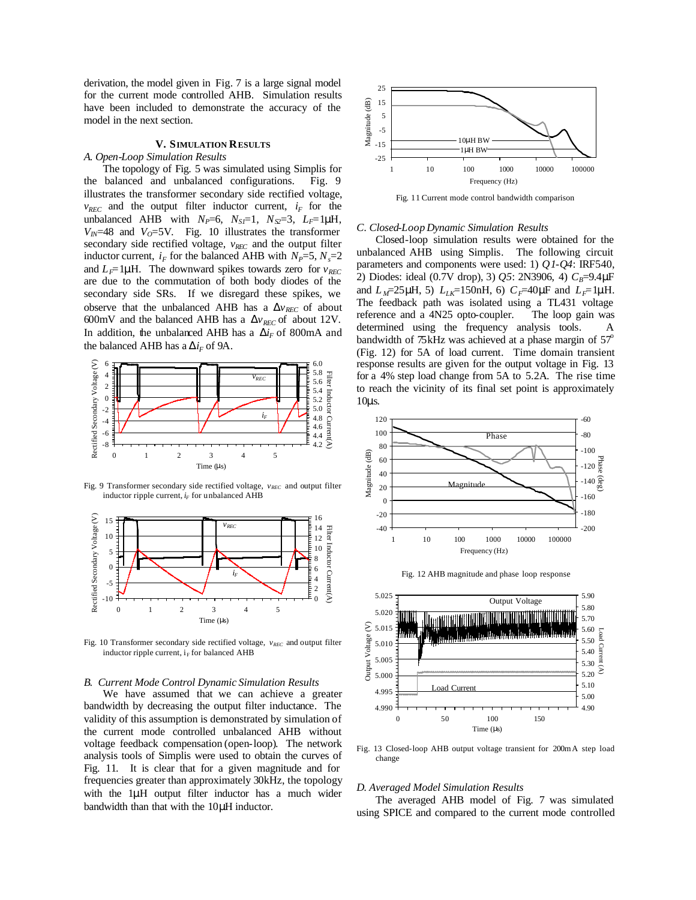derivation, the model given in Fig. 7 is a large signal model for the current mode controlled AHB. Simulation results have been included to demonstrate the accuracy of the model in the next section.

## V. SIMULATION RESULTS

### A. Open-Loop Simulation Results

The topology of Fig. 5 was simulated using Simplis for the balanced and unbalanced configurations. Fig. 9 illustrates the transformer secondary side rectified voltage, $v_{REC}$ and the output filter inductor current, $i_F$ for the unbalanced AHB with $N_P$=6, $N_{S1}$=1, $N_{S2}$=3, $L_F$=1μH, $V_{IN}$=48 and $V_O$=5V. Fig. 10 illustrates the transformer secondary side rectified voltage, $v_{REC}$ and the output filter inductor current, $i_F$ for the balanced AHB with $N_P$=5, $N_s$=2 and $L_F$=1μH. The downward spikes towards zero for $v_{REC}$ are due to the commutation of both body diodes of the secondary side SRs. If we disregard these spikes, we observe that the unbalanced AHB has a $\Delta v_{REC}$ of about 600mV and the balanced AHB has a $\Delta v_{REC}$ of about 12V. In addition, the unbalanced AHB has a $\Delta i_F$ of 800mA and the balanced AHB has a $\Delta i_F$ of 9A.

Rectified Secondary Voltage (V)
Filter Inductor Current(A)
6
4
2
0
-2
-4
-6
-8
6.0
5.8
5.6
5.4
5.2
5.0
4.8
4.6
4.4
4.2
$v_{REC}$
$i_F$
0 1 2 3 4 5
Time (μs)

Fig. 9 Transformer secondary side rectified voltage, $v_{REC}$ and output filter inductor ripple current, $i_F$ for unbalanced AHB

Rectified Secondary Voltage (V)
Filter Inductor Current(A)
15
10
5
0
-5
-10
16
14
12
10
8
6
4
2
0
$v_{REC}$
$i_F$
0 1 2 3 4 5
Time (μs)

Fig. 10 Transformer secondary side rectified voltage, $v_{REC}$ and output filter inductor ripple current, $i_F$ for balanced AHB

### B. Current Mode Control Dynamic Simulation Results

We have assumed that we can achieve a greater bandwidth by decreasing the output filter inductance. The validity of this assumption is demonstrated by simulation of the current mode controlled unbalanced AHB without voltage feedback compensation (open-loop). The network analysis tools of Simplis were used to obtain the curves of Fig. 11. It is clear that for a given magnitude and for frequencies greater than approximately 30kHz, the topology with the 1μH output filter inductor has a much wider bandwidth than that with the 10μH inductor.

Magnitude (dB)
25
15
5
-5
-15
-25
10μH BW
1μH BW
1 10 100 1000 10000 100000
Frequency (Hz)

Fig. 11 Current mode control bandwidth comparison

### C. Closed-Loop Dynamic Simulation Results

Closed-loop simulation results were obtained for the unbalanced AHB using Simplis. The following circuit parameters and components were used: 1) *Q1-Q4*: IRF540, 2) Diodes: ideal (0.7V drop), 3) *Q5*: 2N3906, 4) $C_B$=9.4μF and $L_M$=25μH, 5) $L_{LK}$=150nH, 6) $C_F$=40μF and $L_F$=1μH. The feedback path was isolated using a TL431 voltage reference and a 4N25 opto-coupler. The loop gain was determined using the frequency analysis tools. A bandwidth of 75kHz was achieved at a phase margin of 57° (Fig. 12) for 5A of load current. Time domain transient response results are given for the output voltage in Fig. 13 for a 4% step load change from 5A to 5.2A. The rise time to reach the vicinity of its final set point is approximately 10μs.

Magnitude (dB)
Phase (deg)
120
100
80
60
40
20
0
-20
-40
-60
-80
-100
-120
-140
-160
-180
-200
Phase
Magnitude
1 10 100 1000 10000 100000
Frequency (Hz)

Fig. 12 AHB magnitude and phase loop response

Output Voltage (V)
Load Current (A)
5.025
5.020
5.015
5.010
5.005
5.000
4.995
4.990
5.90
5.80
5.70
5.60
5.50
5.40
5.30
5.20
5.10
5.00
4.90
Output Voltage
Load Current
0 50 100 150
Time (μs)

Fig. 13 Closed-loop AHB output voltage transient for 200mA step load change

### D. Averaged Model Simulation Results

The averaged AHB model of Fig. 7 was simulated using SPICE and compared to the current mode controlled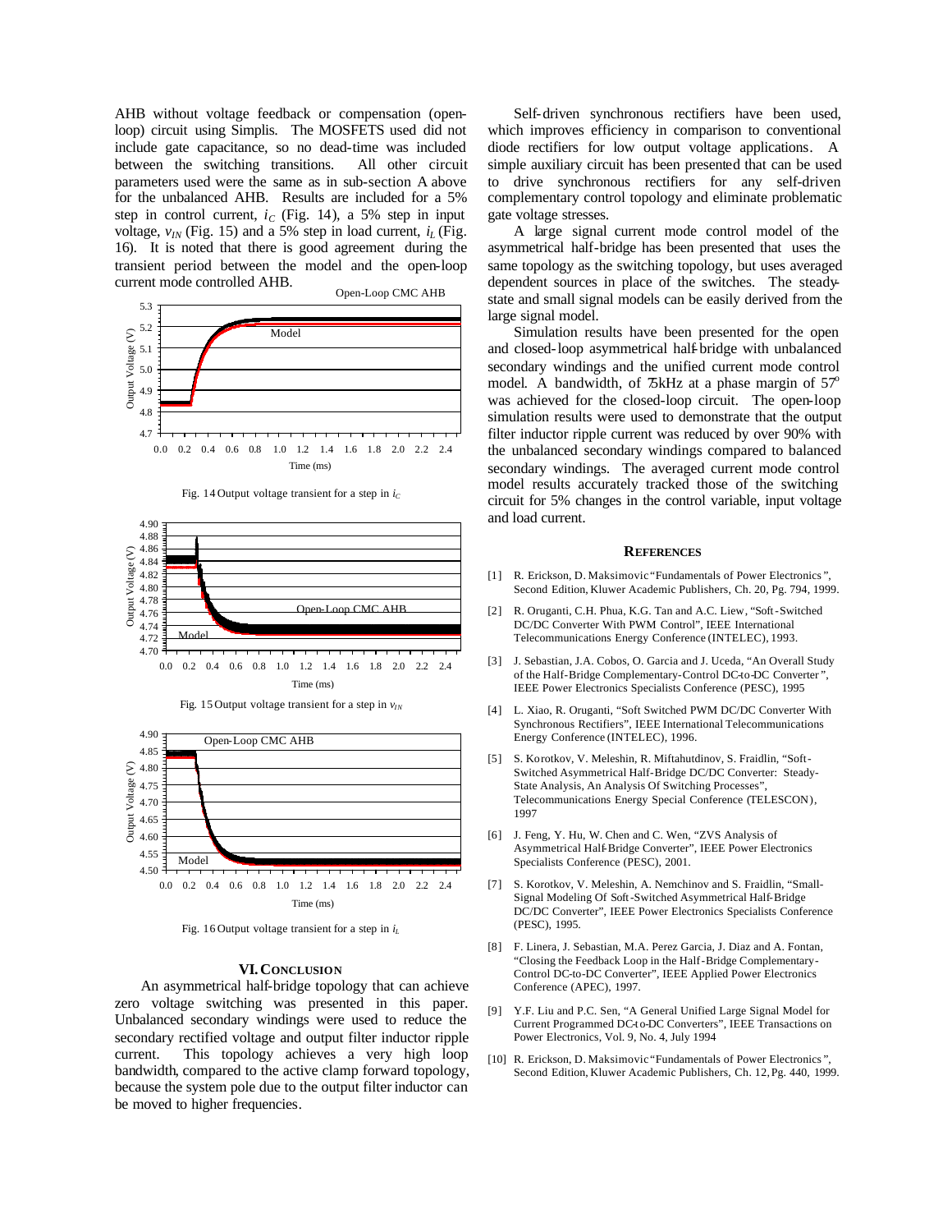AHB without voltage feedback or compensation (open-loop) circuit using Simplis. The MOSFETS used did not include gate capacitance, so no dead-time was included between the switching transitions. All other circuit parameters used were the same as in sub-section A above for the unbalanced AHB. Results are included for a 5% step in control current, $i_C$ (Fig. 14), a 5% step in input voltage, $v_{IN}$ (Fig. 15) and a 5% step in load current, $i_L$ (Fig. 16). It is noted that there is good agreement during the transient period between the model and the open-loop current mode controlled AHB.

Open-Loop CMC AHB
Model
Output Voltage (V)
5.3
5.2
5.1
5.0
4.9
4.8
4.7
0.0 0.2 0.4 0.6 0.8 1.0 1.2 1.4 1.6 1.8 2.0 2.2 2.4
Time (ms)

Fig. 14 Output voltage transient for a step in $i_C$

Open-Loop CMC AHB
Model
Output Voltage (V)
4.90
4.88
4.86
4.84
4.82
4.80
4.78
4.76
4.74
4.72
4.70
0.0 0.2 0.4 0.6 0.8 1.0 1.2 1.4 1.6 1.8 2.0 2.2 2.4
Time (ms)

Fig. 15 Output voltage transient for a step in $v_{IN}$

Open-Loop CMC AHB
Model
Output Voltage (V)
4.90
4.85
4.80
4.75
4.70
4.65
4.60
4.55
4.50
0.0 0.2 0.4 0.6 0.8 1.0 1.2 1.4 1.6 1.8 2.0 2.2 2.4
Time (ms)

Fig. 16 Output voltage transient for a step in $i_L$

## VI. CONCLUSION

An asymmetrical half-bridge topology that can achieve zero voltage switching was presented in this paper. Unbalanced secondary windings were used to reduce the secondary rectified voltage and output filter inductor ripple current. This topology achieves a very high loop bandwidth, compared to the active clamp forward topology, because the system pole due to the output filter inductor can be moved to higher frequencies.

Self-driven synchronous rectifiers have been used, which improves efficiency in comparison to conventional diode rectifiers for low output voltage applications. A simple auxiliary circuit has been presented that can be used to drive synchronous rectifiers for any self-driven complementary control topology and eliminate problematic gate voltage stresses.

A large signal current mode control model of the asymmetrical half-bridge has been presented that uses the same topology as the switching topology, but uses averaged dependent sources in place of the switches. The steady-state and small signal models can be easily derived from the large signal model.

Simulation results have been presented for the open and closed-loop asymmetrical half-bridge with unbalanced secondary windings and the unified current mode control model. A bandwidth, of 75kHz at a phase margin of 57° was achieved for the closed-loop circuit. The open-loop simulation results were used to demonstrate that the output filter inductor ripple current was reduced by over 90% with the unbalanced secondary windings compared to balanced secondary windings. The averaged current mode control model results accurately tracked those of the switching circuit for 5% changes in the control variable, input voltage and load current.

## REFERENCES

[1] R. Erickson, D. Maksimovic "Fundamentals of Power Electronics", Second Edition, Kluwer Academic Publishers, Ch. 20, Pg. 794, 1999.

[2] R. Oruganti, C.H. Phua, K.G. Tan and A.C. Liew, "Soft-Switched DC/DC Converter With PWM Control", IEEE International Telecommunications Energy Conference (INTELEC), 1993.

[3] J. Sebastian, J.A. Cobos, O. Garcia and J. Uceda, "An Overall Study of the Half-Bridge Complementary-Control DC-to-DC Converter", IEEE Power Electronics Specialists Conference (PESC), 1995

[4] L. Xiao, R. Oruganti, "Soft Switched PWM DC/DC Converter With Synchronous Rectifiers", IEEE International Telecommunications Energy Conference (INTELEC), 1996.

[5] S. Korotkov, V. Meleshin, R. Miftahutdinov, S. Fraidlin, "Soft-Switched Asymmetrical Half-Bridge DC/DC Converter: Steady-State Analysis, An Analysis Of Switching Processes", Telecommunications Energy Special Conference (TELESCON), 1997

[6] J. Feng, Y. Hu, W. Chen and C. Wen, "ZVS Analysis of Asymmetrical Half-Bridge Converter", IEEE Power Electronics Specialists Conference (PESC), 2001.

[7] S. Korotkov, V. Meleshin, A. Nemchinov and S. Fraidlin, "Small-Signal Modeling Of Soft-Switched Asymmetrical Half-Bridge DC/DC Converter", IEEE Power Electronics Specialists Conference (PESC), 1995.

[8] F. Linera, J. Sebastian, M.A. Perez Garcia, J. Diaz and A. Fontan, "Closing the Feedback Loop in the Half-Bridge Complementary-Control DC-to-DC Converter", IEEE Applied Power Electronics Conference (APEC), 1997.

[9] Y.F. Liu and P.C. Sen, "A General Unified Large Signal Model for Current Programmed DC-to-DC Converters", IEEE Transactions on Power Electronics, Vol. 9, No. 4, July 1994

[10] R. Erickson, D. Maksimovic "Fundamentals of Power Electronics", Second Edition, Kluwer Academic Publishers, Ch. 12, Pg. 440, 1999.